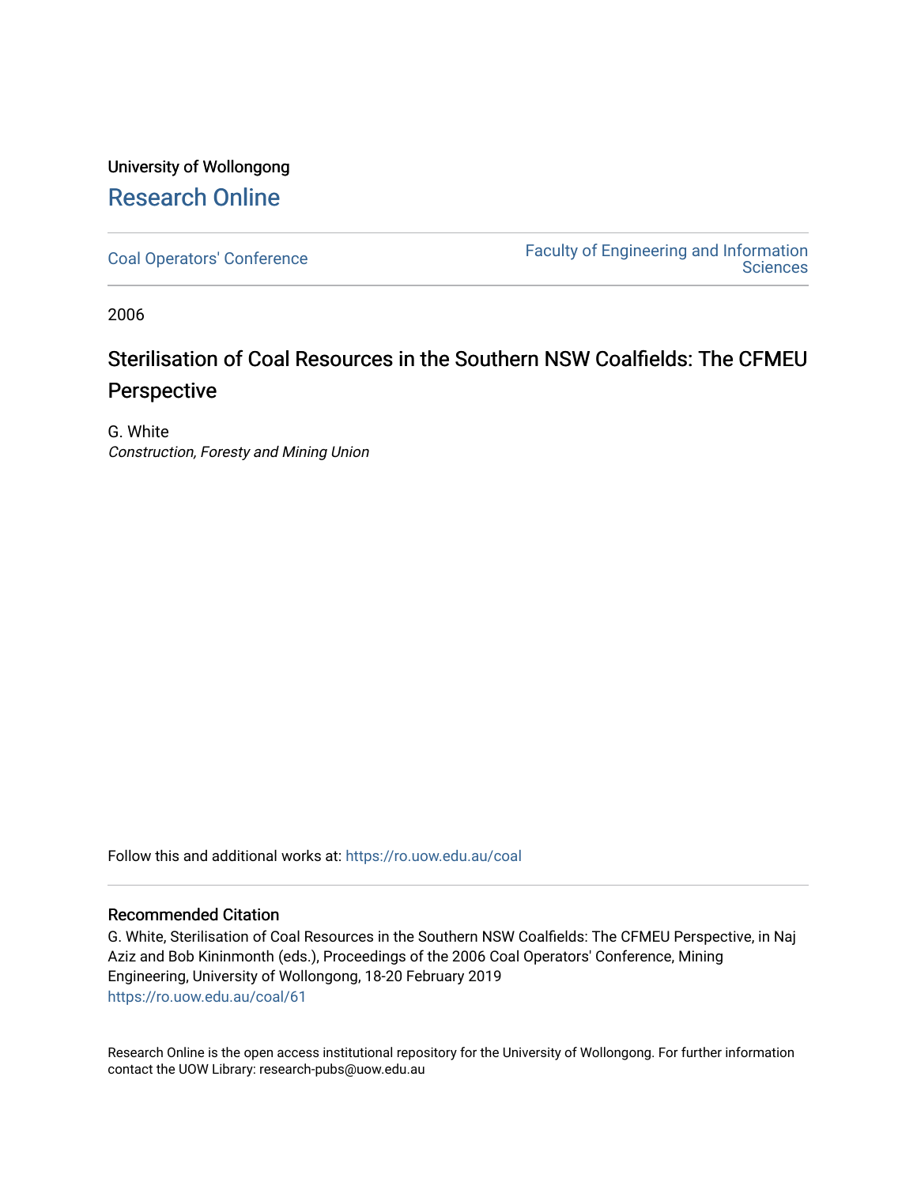University of Wollongong

# Research Online

Coal Operators' Conference

Faculty of Engineering and Information Sciences

2006

# Sterilisation of Coal Resources in the Southern NSW Coalfields: The CFMEU Perspective

G. White

*Construction, Foresty and Mining Union*

Follow this and additional works at: https://ro.uow.edu.au/coal

## Recommended Citation

G. White, Sterilisation of Coal Resources in the Southern NSW Coalfields: The CFMEU Perspective, in Naj Aziz and Bob Kininmonth (eds.), Proceedings of the 2006 Coal Operators' Conference, Mining Engineering, University of Wollongong, 18-20 February 2019

https://ro.uow.edu.au/coal/61

Research Online is the open access institutional repository for the University of Wollongong. For further information contact the UOW Library: research-pubs@uow.edu.au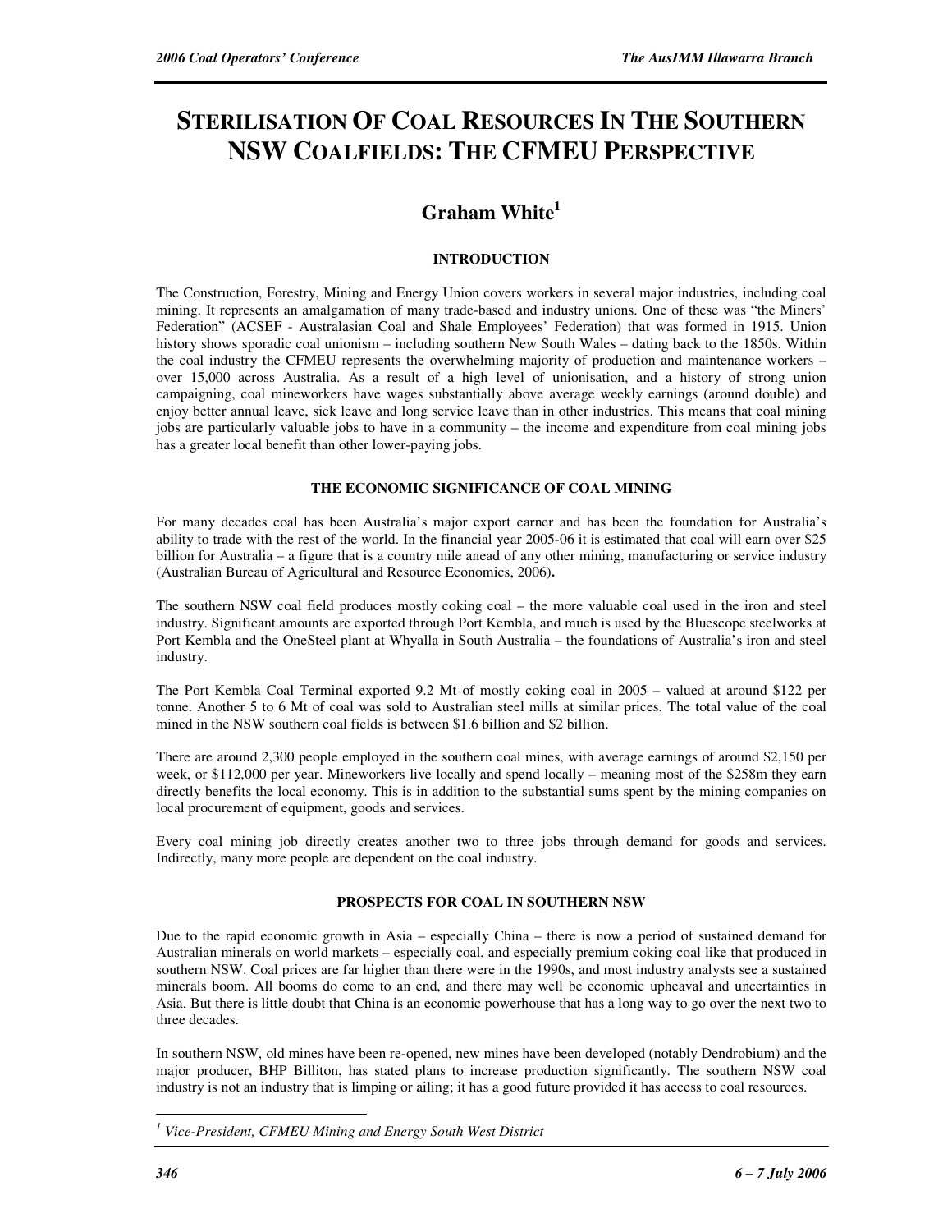# STERILISATION OF COAL RESOURCES IN THE SOUTHERN NSW COALFIELDS: THE CFMEU PERSPECTIVE

## Graham White[1]

### INTRODUCTION

The Construction, Forestry, Mining and Energy Union covers workers in several major industries, including coal mining. It represents an amalgamation of many trade-based and industry unions. One of these was "the Miners' Federation" (ACSEF - Australasian Coal and Shale Employees' Federation) that was formed in 1915. Union history shows sporadic coal unionism – including southern New South Wales – dating back to the 1850s. Within the coal industry the CFMEU represents the overwhelming majority of production and maintenance workers – over 15,000 across Australia. As a result of a high level of unionisation, and a history of strong union campaigning, coal mineworkers have wages substantially above average weekly earnings (around double) and enjoy better annual leave, sick leave and long service leave than in other industries. This means that coal mining jobs are particularly valuable jobs to have in a community – the income and expenditure from coal mining jobs has a greater local benefit than other lower-paying jobs.

### THE ECONOMIC SIGNIFICANCE OF COAL MINING

For many decades coal has been Australia's major export earner and has been the foundation for Australia's ability to trade with the rest of the world. In the financial year 2005-06 it is estimated that coal will earn over $25 billion for Australia – a figure that is a country mile ahead of any other mining, manufacturing or service industry (Australian Bureau of Agricultural and Resource Economics, 2006)**.**

The southern NSW coal field produces mostly coking coal – the more valuable coal used in the iron and steel industry. Significant amounts are exported through Port Kembla, and much is used by the Bluescope steelworks at Port Kembla and the OneSteel plant at Whyalla in South Australia – the foundations of Australia's iron and steel industry.

The Port Kembla Coal Terminal exported 9.2 Mt of mostly coking coal in 2005 – valued at around $122 per tonne. Another 5 to 6 Mt of coal was sold to Australian steel mills at similar prices. The total value of the coal mined in the NSW southern coal fields is between $1.6 billion and $2 billion.

There are around 2,300 people employed in the southern coal mines, with average earnings of around $2,150 per week, or $112,000 per year. Mineworkers live locally and spend locally – meaning most of the $258m they earn directly benefits the local economy. This is in addition to the substantial sums spent by the mining companies on local procurement of equipment, goods and services.

Every coal mining job directly creates another two to three jobs through demand for goods and services. Indirectly, many more people are dependent on the coal industry.

### PROSPECTS FOR COAL IN SOUTHERN NSW

Due to the rapid economic growth in Asia – especially China – there is now a period of sustained demand for Australian minerals on world markets – especially coal, and especially premium coking coal like that produced in southern NSW. Coal prices are far higher than there were in the 1990s, and most industry analysts see a sustained minerals boom. All booms do come to an end, and there may well be economic upheaval and uncertainties in Asia. But there is little doubt that China is an economic powerhouse that has a long way to go over the next two to three decades.

In southern NSW, old mines have been re-opened, new mines have been developed (notably Dendrobium) and the major producer, BHP Billiton, has stated plans to increase production significantly. The southern NSW coal industry is not an industry that is limping or ailing; it has a good future provided it has access to coal resources.

---

[1] *Vice-President, CFMEU Mining and Energy South West District*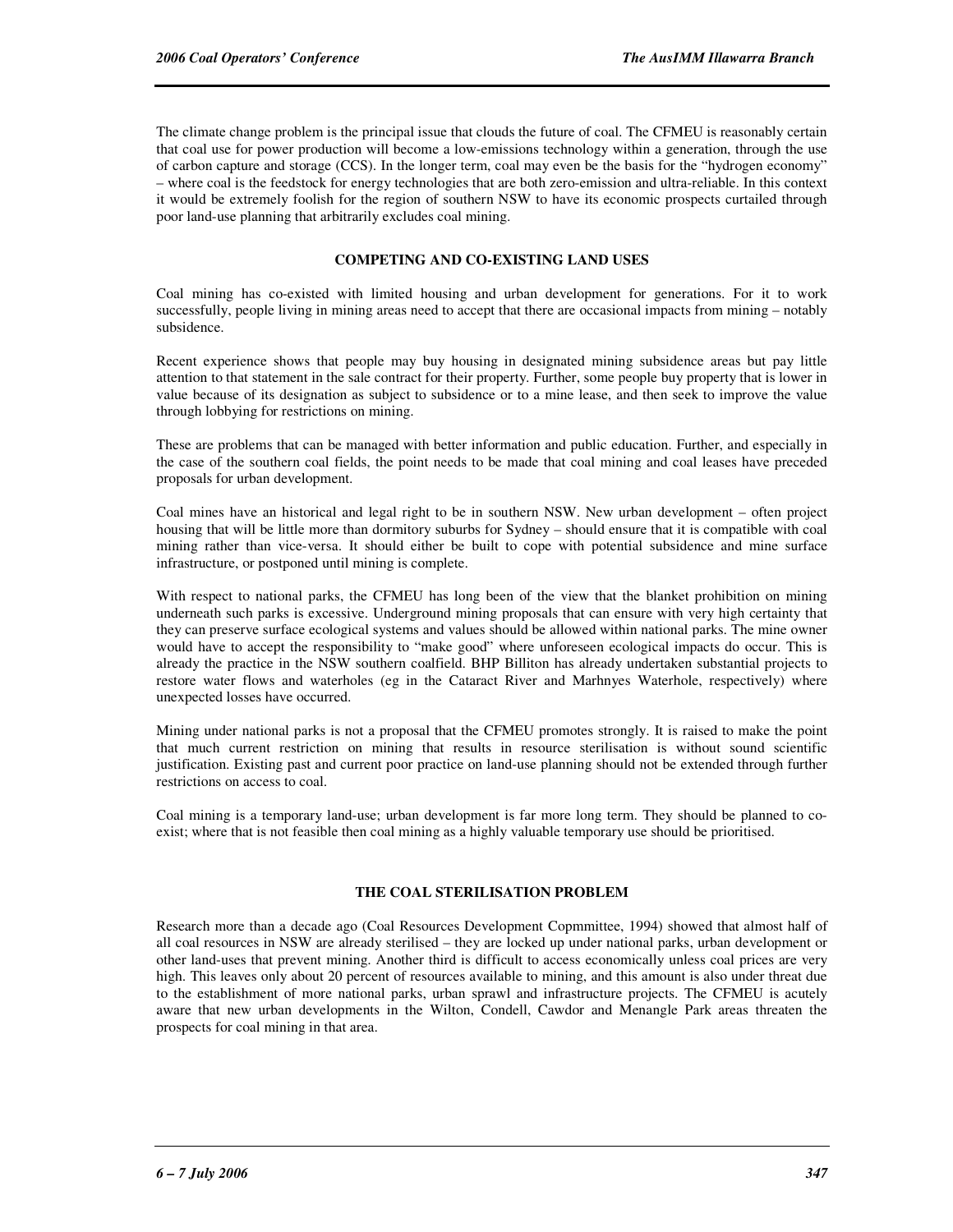The climate change problem is the principal issue that clouds the future of coal. The CFMEU is reasonably certain that coal use for power production will become a low-emissions technology within a generation, through the use of carbon capture and storage (CCS). In the longer term, coal may even be the basis for the "hydrogen economy" – where coal is the feedstock for energy technologies that are both zero-emission and ultra-reliable. In this context it would be extremely foolish for the region of southern NSW to have its economic prospects curtailed through poor land-use planning that arbitrarily excludes coal mining.

## COMPETING AND CO-EXISTING LAND USES

Coal mining has co-existed with limited housing and urban development for generations. For it to work successfully, people living in mining areas need to accept that there are occasional impacts from mining – notably subsidence.

Recent experience shows that people may buy housing in designated mining subsidence areas but pay little attention to that statement in the sale contract for their property. Further, some people buy property that is lower in value because of its designation as subject to subsidence or to a mine lease, and then seek to improve the value through lobbying for restrictions on mining.

These are problems that can be managed with better information and public education. Further, and especially in the case of the southern coal fields, the point needs to be made that coal mining and coal leases have preceded proposals for urban development.

Coal mines have an historical and legal right to be in southern NSW. New urban development – often project housing that will be little more than dormitory suburbs for Sydney – should ensure that it is compatible with coal mining rather than vice-versa. It should either be built to cope with potential subsidence and mine surface infrastructure, or postponed until mining is complete.

With respect to national parks, the CFMEU has long been of the view that the blanket prohibition on mining underneath such parks is excessive. Underground mining proposals that can ensure with very high certainty that they can preserve surface ecological systems and values should be allowed within national parks. The mine owner would have to accept the responsibility to "make good" where unforeseen ecological impacts do occur. This is already the practice in the NSW southern coalfield. BHP Billiton has already undertaken substantial projects to restore water flows and waterholes (eg in the Cataract River and Marhnyes Waterhole, respectively) where unexpected losses have occurred.

Mining under national parks is not a proposal that the CFMEU promotes strongly. It is raised to make the point that much current restriction on mining that results in resource sterilisation is without sound scientific justification. Existing past and current poor practice on land-use planning should not be extended through further restrictions on access to coal.

Coal mining is a temporary land-use; urban development is far more long term. They should be planned to co-exist; where that is not feasible then coal mining as a highly valuable temporary use should be prioritised.

## THE COAL STERILISATION PROBLEM

Research more than a decade ago (Coal Resources Development Copmmittee, 1994) showed that almost half of all coal resources in NSW are already sterilised – they are locked up under national parks, urban development or other land-uses that prevent mining. Another third is difficult to access economically unless coal prices are very high. This leaves only about 20 percent of resources available to mining, and this amount is also under threat due to the establishment of more national parks, urban sprawl and infrastructure projects. The CFMEU is acutely aware that new urban developments in the Wilton, Condell, Cawdor and Menangle Park areas threaten the prospects for coal mining in that area.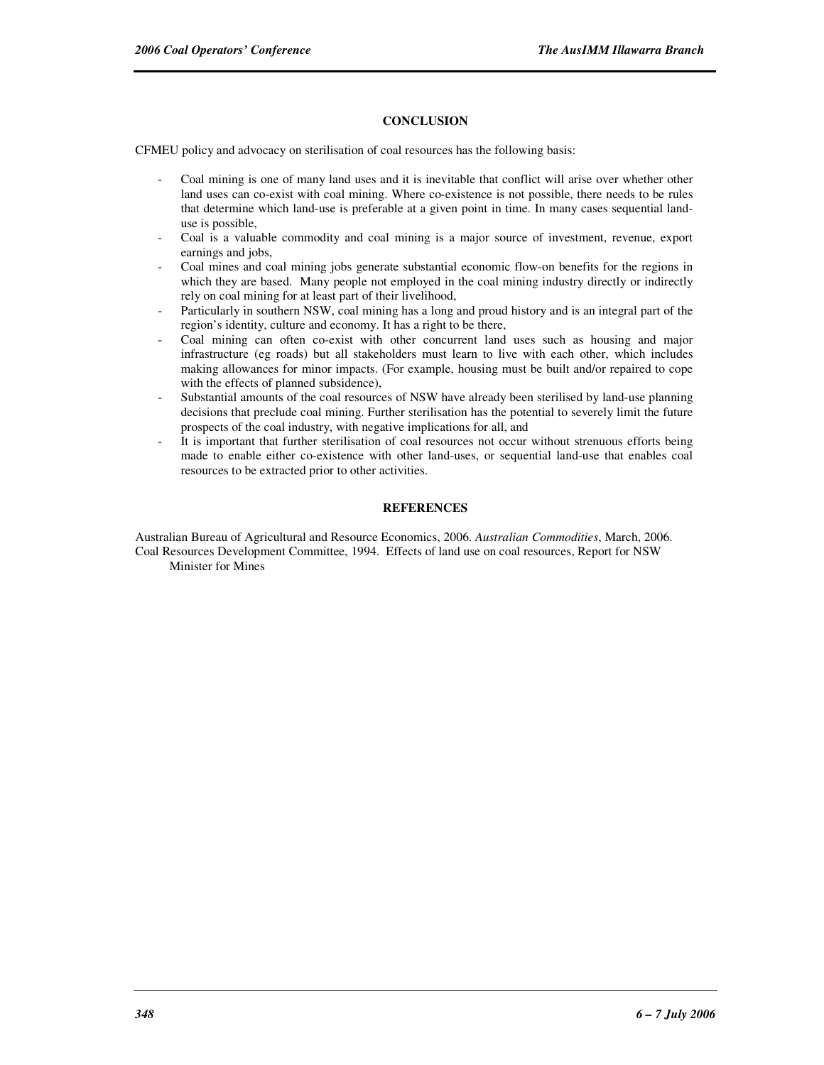## CONCLUSION

CFMEU policy and advocacy on sterilisation of coal resources has the following basis:

- Coal mining is one of many land uses and it is inevitable that conflict will arise over whether other land uses can co-exist with coal mining. Where co-existence is not possible, there needs to be rules that determine which land-use is preferable at a given point in time. In many cases sequential land-use is possible,
- Coal is a valuable commodity and coal mining is a major source of investment, revenue, export earnings and jobs,
- Coal mines and coal mining jobs generate substantial economic flow-on benefits for the regions in which they are based. Many people not employed in the coal mining industry directly or indirectly rely on coal mining for at least part of their livelihood,
- Particularly in southern NSW, coal mining has a long and proud history and is an integral part of the region's identity, culture and economy. It has a right to be there,
- Coal mining can often co-exist with other concurrent land uses such as housing and major infrastructure (eg roads) but all stakeholders must learn to live with each other, which includes making allowances for minor impacts. (For example, housing must be built and/or repaired to cope with the effects of planned subsidence),
- Substantial amounts of the coal resources of NSW have already been sterilised by land-use planning decisions that preclude coal mining. Further sterilisation has the potential to severely limit the future prospects of the coal industry, with negative implications for all, and
- It is important that further sterilisation of coal resources not occur without strenuous efforts being made to enable either co-existence with other land-uses, or sequential land-use that enables coal resources to be extracted prior to other activities.

## REFERENCES

Australian Bureau of Agricultural and Resource Economics, 2006. *Australian Commodities*, March, 2006.

Coal Resources Development Committee, 1994. Effects of land use on coal resources, Report for NSW Minister for Mines